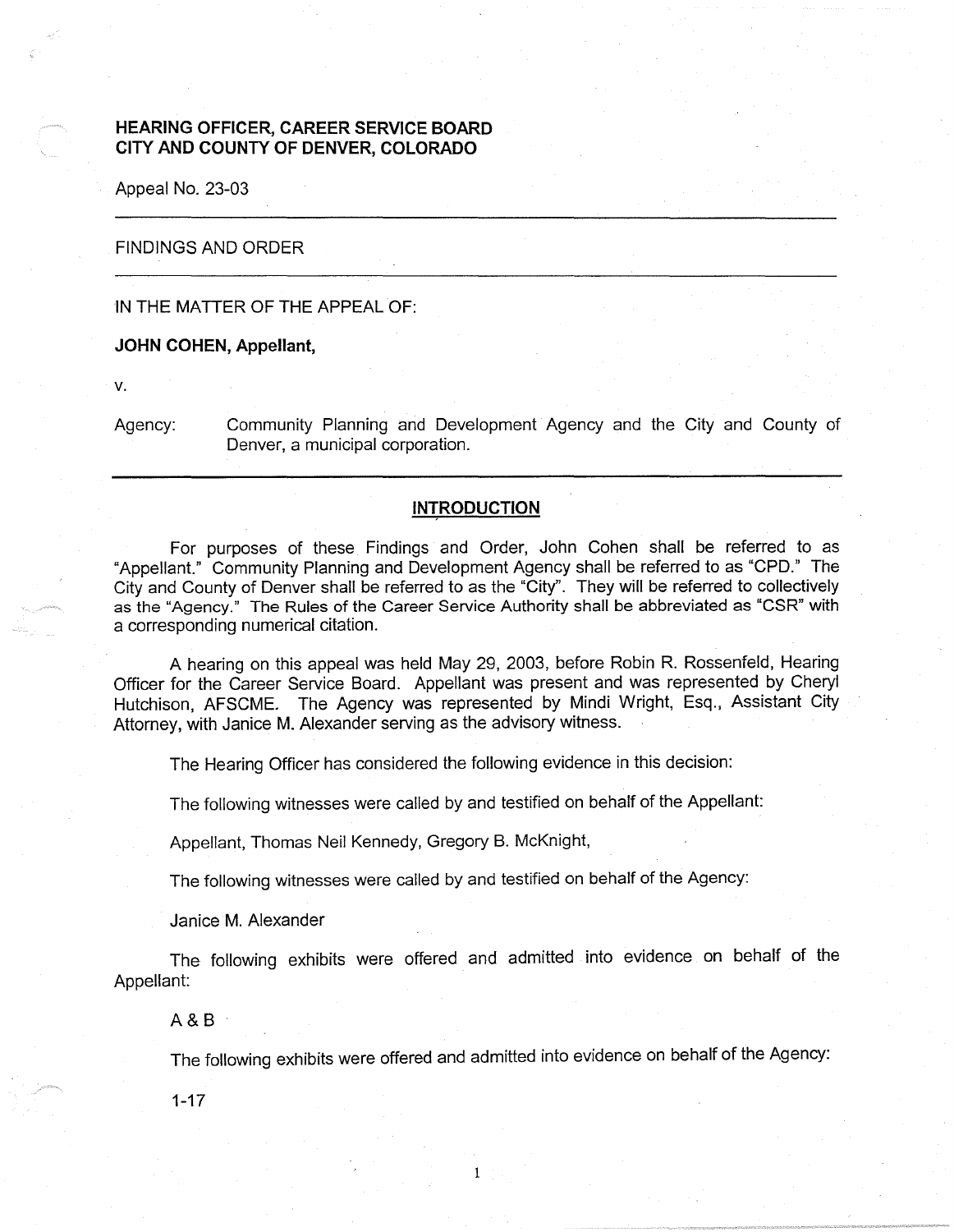**HEARING OFFICER, CAREER SERVICE BOARD**
**CITY AND COUNTY OF DENVER, COLORADO**

Appeal No. 23-03

---

FINDINGS AND ORDER

---

IN THE MATTER OF THE APPEAL OF:

**JOHN COHEN, Appellant,**

v.

Agency: Community Planning and Development Agency and the City and County of Denver, a municipal corporation.

---

## INTRODUCTION

For purposes of these Findings and Order, John Cohen shall be referred to as "Appellant." Community Planning and Development Agency shall be referred to as "CPD." The City and County of Denver shall be referred to as the "City". They will be referred to collectively as the "Agency." The Rules of the Career Service Authority shall be abbreviated as "CSR" with a corresponding numerical citation.

A hearing on this appeal was held May 29, 2003, before Robin R. Rossenfeld, Hearing Officer for the Career Service Board. Appellant was present and was represented by Cheryl Hutchison, AFSCME. The Agency was represented by Mindi Wright, Esq., Assistant City Attorney, with Janice M. Alexander serving as the advisory witness.

The Hearing Officer has considered the following evidence in this decision:

The following witnesses were called by and testified on behalf of the Appellant:

Appellant, Thomas Neil Kennedy, Gregory B. McKnight,

The following witnesses were called by and testified on behalf of the Agency:

Janice M. Alexander

The following exhibits were offered and admitted into evidence on behalf of the Appellant:

A & B

The following exhibits were offered and admitted into evidence on behalf of the Agency:

1-17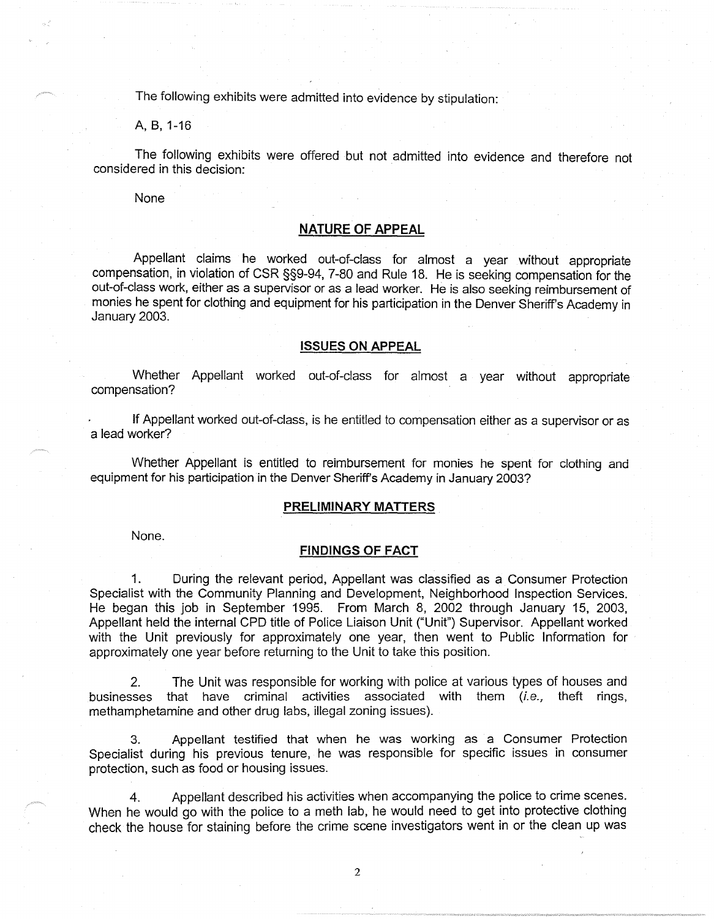The following exhibits were admitted into evidence by stipulation:

A, B, 1-16

The following exhibits were offered but not admitted into evidence and therefore not considered in this decision:

None

## NATURE OF APPEAL

Appellant claims he worked out-of-class for almost a year without appropriate compensation, in violation of CSR §§9-94, 7-80 and Rule 18. He is seeking compensation for the out-of-class work, either as a supervisor or as a lead worker. He is also seeking reimbursement of monies he spent for clothing and equipment for his participation in the Denver Sheriff's Academy in January 2003.

## ISSUES ON APPEAL

Whether Appellant worked out-of-class for almost a year without appropriate compensation?

If Appellant worked out-of-class, is he entitled to compensation either as a supervisor or as a lead worker?

Whether Appellant is entitled to reimbursement for monies he spent for clothing and equipment for his participation in the Denver Sheriff's Academy in January 2003?

## PRELIMINARY MATTERS

None.

## FINDINGS OF FACT

1. During the relevant period, Appellant was classified as a Consumer Protection Specialist with the Community Planning and Development, Neighborhood Inspection Services. He began this job in September 1995. From March 8, 2002 through January 15, 2003, Appellant held the internal CPD title of Police Liaison Unit ("Unit") Supervisor. Appellant worked with the Unit previously for approximately one year, then went to Public Information for approximately one year before returning to the Unit to take this position.

2. The Unit was responsible for working with police at various types of houses and businesses that have criminal activities associated with them (*i.e.,* theft rings, methamphetamine and other drug labs, illegal zoning issues).

3. Appellant testified that when he was working as a Consumer Protection Specialist during his previous tenure, he was responsible for specific issues in consumer protection, such as food or housing issues.

4. Appellant described his activities when accompanying the police to crime scenes. When he would go with the police to a meth lab, he would need to get into protective clothing check the house for staining before the crime scene investigators went in or the clean up was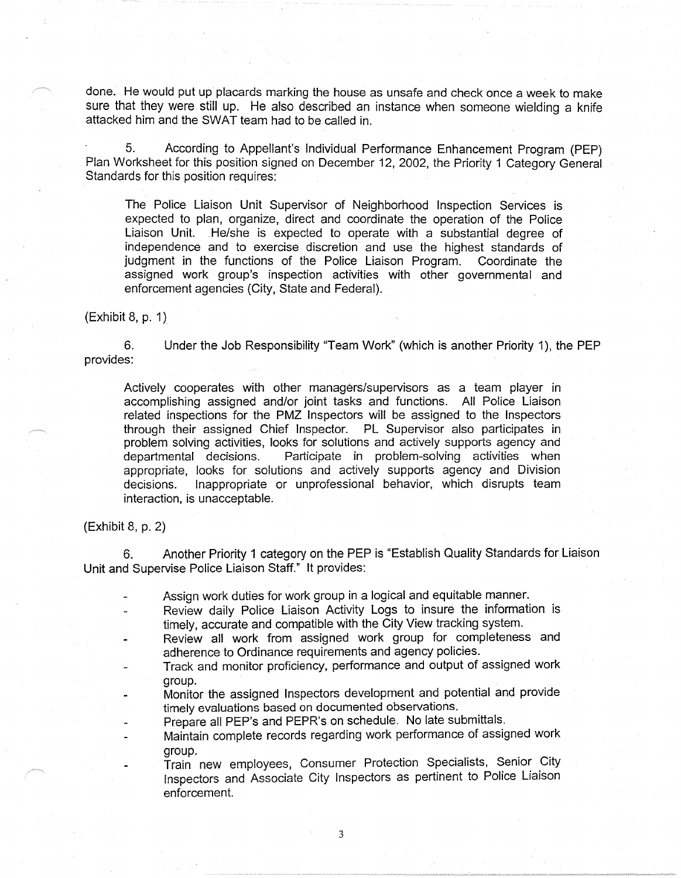done. He would put up placards marking the house as unsafe and check once a week to make sure that they were still up. He also described an instance when someone wielding a knife attacked him and the SWAT team had to be called in.

5. According to Appellant's Individual Performance Enhancement Program (PEP) Plan Worksheet for this position signed on December 12, 2002, the Priority 1 Category General Standards for this position requires:

> The Police Liaison Unit Supervisor of Neighborhood Inspection Services is expected to plan, organize, direct and coordinate the operation of the Police Liaison Unit. He/she is expected to operate with a substantial degree of independence and to exercise discretion and use the highest standards of judgment in the functions of the Police Liaison Program. Coordinate the assigned work group's inspection activities with other governmental and enforcement agencies (City, State and Federal).

(Exhibit 8, p. 1)

6. Under the Job Responsibility "Team Work" (which is another Priority 1), the PEP provides:

> Actively cooperates with other managers/supervisors as a team player in accomplishing assigned and/or joint tasks and functions. All Police Liaison related inspections for the PMZ Inspectors will be assigned to the Inspectors through their assigned Chief Inspector. PL Supervisor also participates in problem solving activities, looks for solutions and actively supports agency and departmental decisions. Participate in problem-solving activities when appropriate, looks for solutions and actively supports agency and Division decisions. Inappropriate or unprofessional behavior, which disrupts team interaction, is unacceptable.

(Exhibit 8, p. 2)

6. Another Priority 1 category on the PEP is "Establish Quality Standards for Liaison Unit and Supervise Police Liaison Staff." It provides:

- Assign work duties for work group in a logical and equitable manner.
- Review daily Police Liaison Activity Logs to insure the information is timely, accurate and compatible with the City View tracking system.
- Review all work from assigned work group for completeness and adherence to Ordinance requirements and agency policies.
- Track and monitor proficiency, performance and output of assigned work group.
- Monitor the assigned Inspectors development and potential and provide timely evaluations based on documented observations.
- Prepare all PEP's and PEPR's on schedule. No late submittals.
- Maintain complete records regarding work performance of assigned work group.
- Train new employees, Consumer Protection Specialists, Senior City Inspectors and Associate City Inspectors as pertinent to Police Liaison enforcement.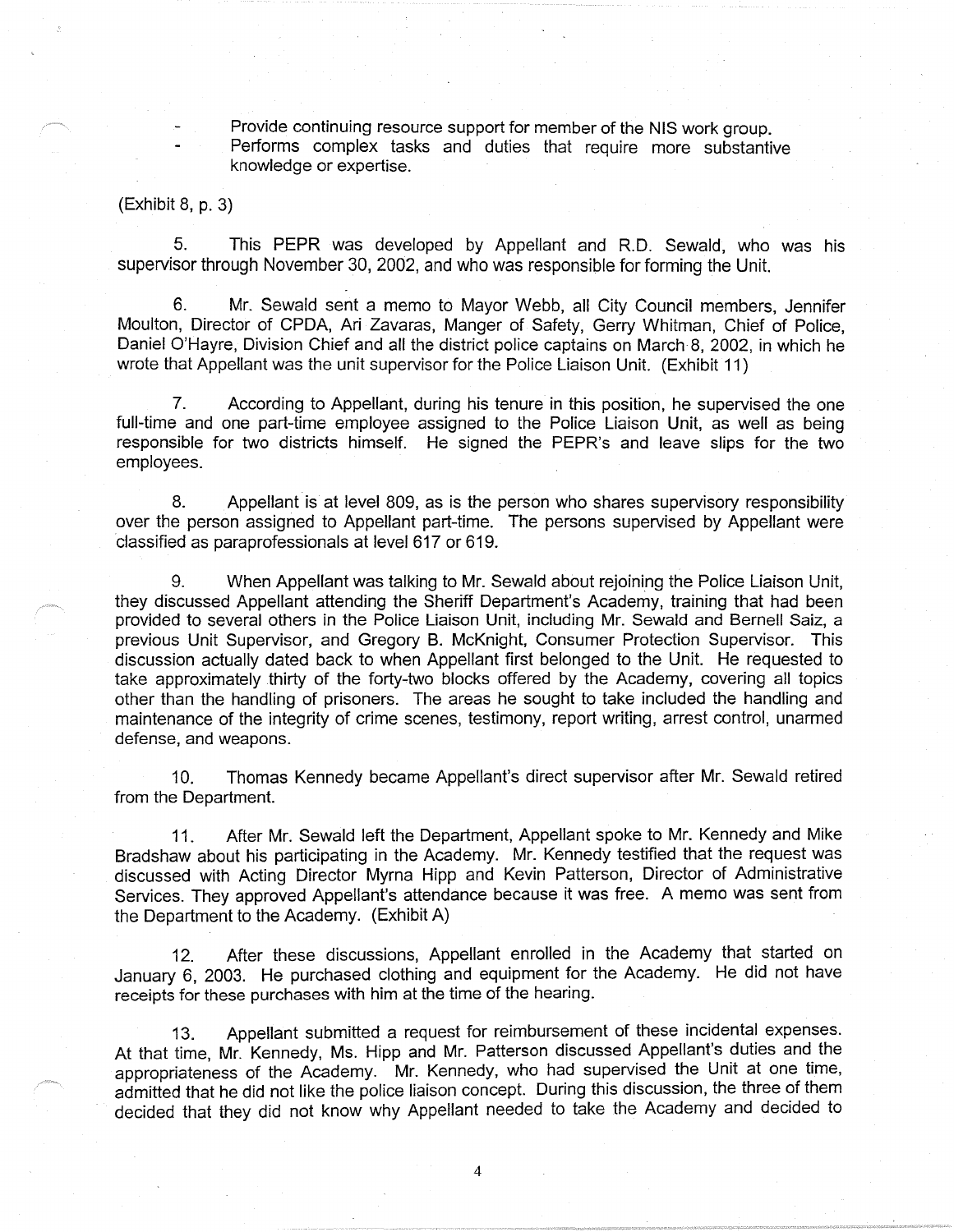- Provide continuing resource support for member of the NIS work group.
- Performs complex tasks and duties that require more substantive knowledge or expertise.

(Exhibit 8, p. 3)

5. This PEPR was developed by Appellant and R.D. Sewald, who was his supervisor through November 30, 2002, and who was responsible for forming the Unit.

6. Mr. Sewald sent a memo to Mayor Webb, all City Council members, Jennifer Moulton, Director of CPDA, Ari Zavaras, Manger of Safety, Gerry Whitman, Chief of Police, Daniel O'Hayre, Division Chief and all the district police captains on March 8, 2002, in which he wrote that Appellant was the unit supervisor for the Police Liaison Unit. (Exhibit 11)

7. According to Appellant, during his tenure in this position, he supervised the one full-time and one part-time employee assigned to the Police Liaison Unit, as well as being responsible for two districts himself. He signed the PEPR's and leave slips for the two employees.

8. Appellant is at level 809, as is the person who shares supervisory responsibility over the person assigned to Appellant part-time. The persons supervised by Appellant were classified as paraprofessionals at level 617 or 619.

9. When Appellant was talking to Mr. Sewald about rejoining the Police Liaison Unit, they discussed Appellant attending the Sheriff Department's Academy, training that had been provided to several others in the Police Liaison Unit, including Mr. Sewald and Bernell Saiz, a previous Unit Supervisor, and Gregory B. McKnight, Consumer Protection Supervisor. This discussion actually dated back to when Appellant first belonged to the Unit. He requested to take approximately thirty of the forty-two blocks offered by the Academy, covering all topics other than the handling of prisoners. The areas he sought to take included the handling and maintenance of the integrity of crime scenes, testimony, report writing, arrest control, unarmed defense, and weapons.

10. Thomas Kennedy became Appellant's direct supervisor after Mr. Sewald retired from the Department.

11. After Mr. Sewald left the Department, Appellant spoke to Mr. Kennedy and Mike Bradshaw about his participating in the Academy. Mr. Kennedy testified that the request was discussed with Acting Director Myrna Hipp and Kevin Patterson, Director of Administrative Services. They approved Appellant's attendance because it was free. A memo was sent from the Department to the Academy. (Exhibit A)

12. After these discussions, Appellant enrolled in the Academy that started on January 6, 2003. He purchased clothing and equipment for the Academy. He did not have receipts for these purchases with him at the time of the hearing.

13. Appellant submitted a request for reimbursement of these incidental expenses. At that time, Mr. Kennedy, Ms. Hipp and Mr. Patterson discussed Appellant's duties and the appropriateness of the Academy. Mr. Kennedy, who had supervised the Unit at one time, admitted that he did not like the police liaison concept. During this discussion, the three of them decided that they did not know why Appellant needed to take the Academy and decided to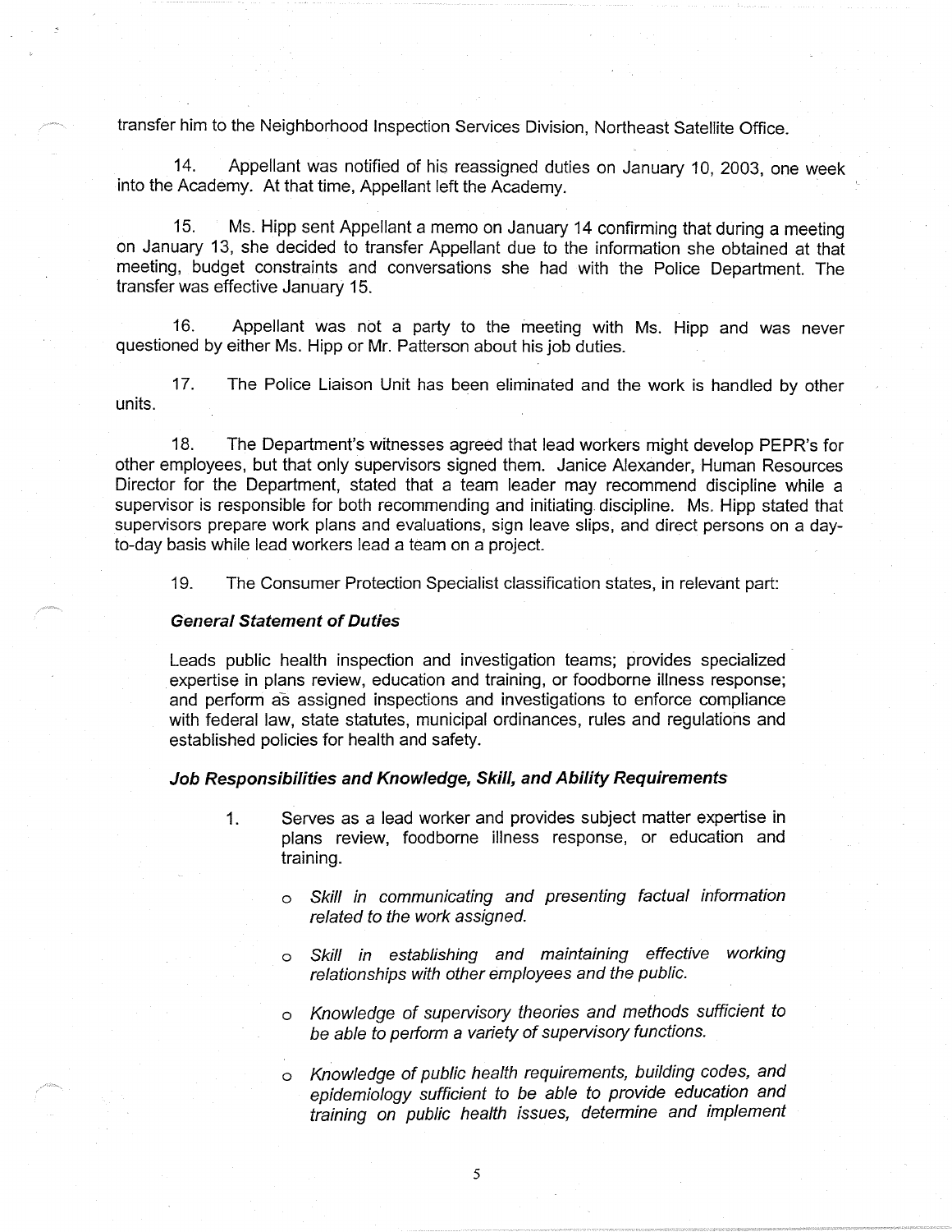transfer him to the Neighborhood Inspection Services Division, Northeast Satellite Office.

14. Appellant was notified of his reassigned duties on January 10, 2003, one week into the Academy. At that time, Appellant left the Academy.

15. Ms. Hipp sent Appellant a memo on January 14 confirming that during a meeting on January 13, she decided to transfer Appellant due to the information she obtained at that meeting, budget constraints and conversations she had with the Police Department. The transfer was effective January 15.

16. Appellant was not a party to the meeting with Ms. Hipp and was never questioned by either Ms. Hipp or Mr. Patterson about his job duties.

17. The Police Liaison Unit has been eliminated and the work is handled by other units.

18. The Department's witnesses agreed that lead workers might develop PEPR's for other employees, but that only supervisors signed them. Janice Alexander, Human Resources Director for the Department, stated that a team leader may recommend discipline while a supervisor is responsible for both recommending and initiating discipline. Ms. Hipp stated that supervisors prepare work plans and evaluations, sign leave slips, and direct persons on a day-to-day basis while lead workers lead a team on a project.

19. The Consumer Protection Specialist classification states, in relevant part:

***General Statement of Duties***

Leads public health inspection and investigation teams; provides specialized expertise in plans review, education and training, or foodborne illness response; and perform as assigned inspections and investigations to enforce compliance with federal law, state statutes, municipal ordinances, rules and regulations and established policies for health and safety.

***Job Responsibilities and Knowledge, Skill, and Ability Requirements***

1. Serves as a lead worker and provides subject matter expertise in plans review, foodborne illness response, or education and training.

   - *Skill in communicating and presenting factual information related to the work assigned.*
   - *Skill in establishing and maintaining effective working relationships with other employees and the public.*
   - *Knowledge of supervisory theories and methods sufficient to be able to perform a variety of supervisory functions.*
   - *Knowledge of public health requirements, building codes, and epidemiology sufficient to be able to provide education and training on public health issues, determine and implement*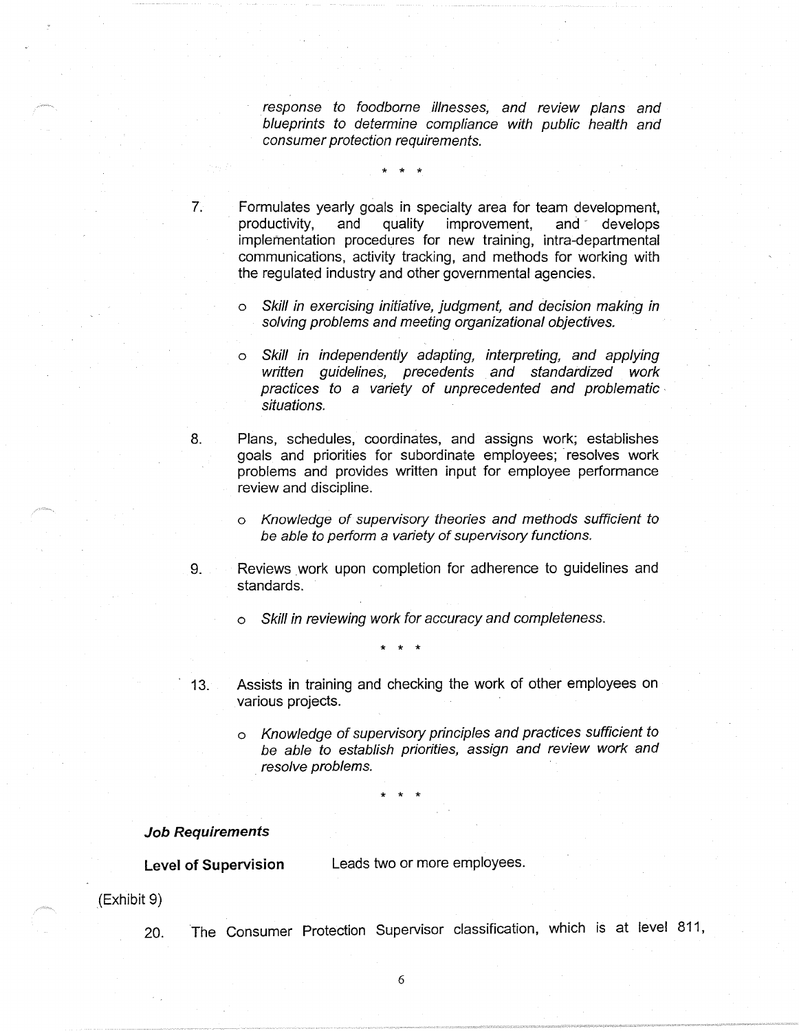*response to foodborne illnesses, and review plans and blueprints to determine compliance with public health and consumer protection requirements.*

\* \* \*

7. Formulates yearly goals in specialty area for team development, productivity, and quality improvement, and develops implementation procedures for new training, intra-departmental communications, activity tracking, and methods for working with the regulated industry and other governmental agencies.

    - *Skill in exercising initiative, judgment, and decision making in solving problems and meeting organizational objectives.*

    - *Skill in independently adapting, interpreting, and applying written guidelines, precedents and standardized work practices to a variety of unprecedented and problematic situations.*

8. Plans, schedules, coordinates, and assigns work; establishes goals and priorities for subordinate employees; resolves work problems and provides written input for employee performance review and discipline.

    - *Knowledge of supervisory theories and methods sufficient to be able to perform a variety of supervisory functions.*

9. Reviews work upon completion for adherence to guidelines and standards.

    - *Skill in reviewing work for accuracy and completeness.*

\* \* \*

13. Assists in training and checking the work of other employees on various projects.

    - *Knowledge of supervisory principles and practices sufficient to be able to establish priorities, assign and review work and resolve problems.*

\* \* \*

***Job Requirements***

**Level of Supervision** Leads two or more employees.

(Exhibit 9)

20. The Consumer Protection Supervisor classification, which is at level 811,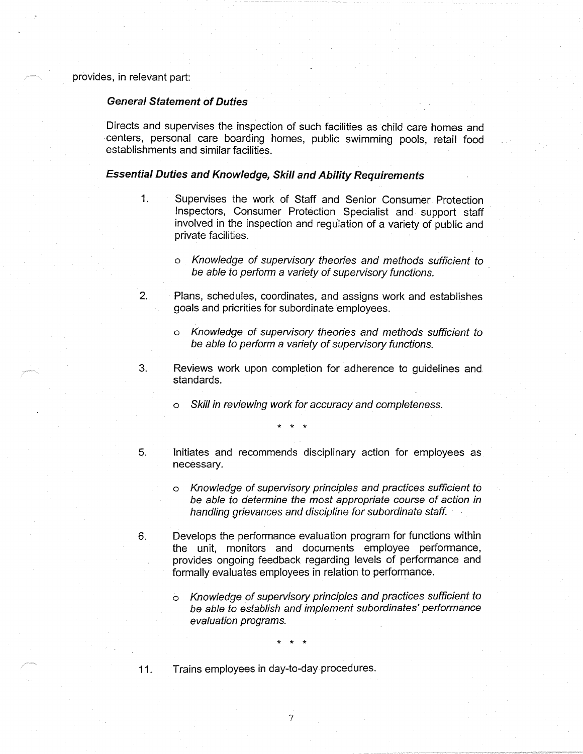provides, in relevant part:

***General Statement of Duties***

Directs and supervises the inspection of such facilities as child care homes and centers, personal care boarding homes, public swimming pools, retail food establishments and similar facilities.

***Essential Duties and Knowledge, Skill and Ability Requirements***

1. Supervises the work of Staff and Senior Consumer Protection Inspectors, Consumer Protection Specialist and support staff involved in the inspection and regulation of a variety of public and private facilities.

   - *Knowledge of supervisory theories and methods sufficient to be able to perform a variety of supervisory functions.*

2. Plans, schedules, coordinates, and assigns work and establishes goals and priorities for subordinate employees.

   - *Knowledge of supervisory theories and methods sufficient to be able to perform a variety of supervisory functions.*

3. Reviews work upon completion for adherence to guidelines and standards.

   - *Skill in reviewing work for accuracy and completeness.*

\* \* \*

5. Initiates and recommends disciplinary action for employees as necessary.

   - *Knowledge of supervisory principles and practices sufficient to be able to determine the most appropriate course of action in handling grievances and discipline for subordinate staff.*

6. Develops the performance evaluation program for functions within the unit, monitors and documents employee performance, provides ongoing feedback regarding levels of performance and formally evaluates employees in relation to performance.

   - *Knowledge of supervisory principles and practices sufficient to be able to establish and implement subordinates' performance evaluation programs.*

\* \* \*

11. Trains employees in day-to-day procedures.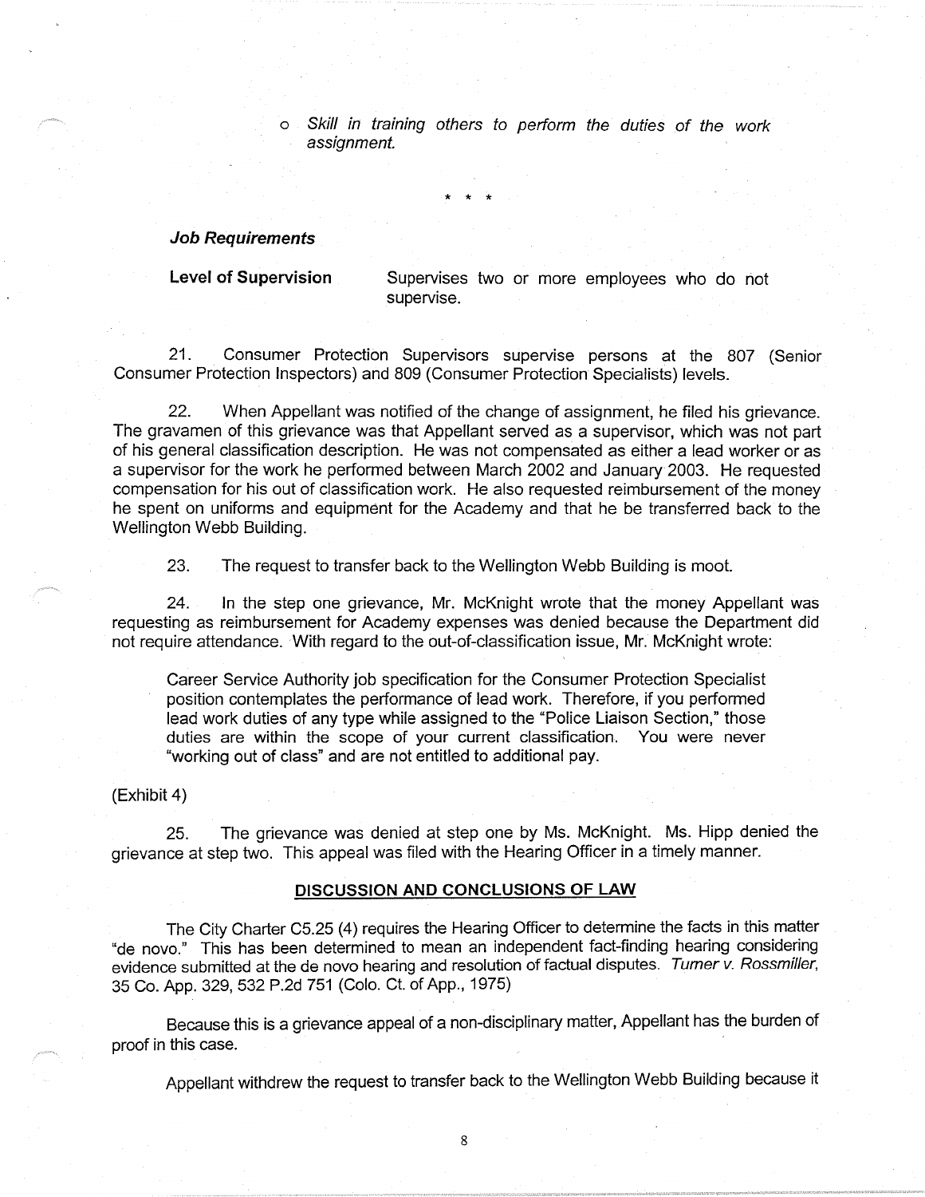- *Skill in training others to perform the duties of the work assignment.*

\* \* \*

***Job Requirements***

**Level of Supervision** Supervises two or more employees who do not supervise.

21. Consumer Protection Supervisors supervise persons at the 807 (Senior Consumer Protection Inspectors) and 809 (Consumer Protection Specialists) levels.

22. When Appellant was notified of the change of assignment, he filed his grievance. The gravamen of this grievance was that Appellant served as a supervisor, which was not part of his general classification description. He was not compensated as either a lead worker or as a supervisor for the work he performed between March 2002 and January 2003. He requested compensation for his out of classification work. He also requested reimbursement of the money he spent on uniforms and equipment for the Academy and that he be transferred back to the Wellington Webb Building.

23. The request to transfer back to the Wellington Webb Building is moot.

24. In the step one grievance, Mr. McKnight wrote that the money Appellant was requesting as reimbursement for Academy expenses was denied because the Department did not require attendance. With regard to the out-of-classification issue, Mr. McKnight wrote:

> Career Service Authority job specification for the Consumer Protection Specialist position contemplates the performance of lead work. Therefore, if you performed lead work duties of any type while assigned to the "Police Liaison Section," those duties are within the scope of your current classification. You were never "working out of class" and are not entitled to additional pay.

(Exhibit 4)

25. The grievance was denied at step one by Ms. McKnight. Ms. Hipp denied the grievance at step two. This appeal was filed with the Hearing Officer in a timely manner.

## DISCUSSION AND CONCLUSIONS OF LAW

The City Charter C5.25 (4) requires the Hearing Officer to determine the facts in this matter "de novo." This has been determined to mean an independent fact-finding hearing considering evidence submitted at the de novo hearing and resolution of factual disputes. *Turner v. Rossmiller*, 35 Co. App. 329, 532 P.2d 751 (Colo. Ct. of App., 1975)

Because this is a grievance appeal of a non-disciplinary matter, Appellant has the burden of proof in this case.

Appellant withdrew the request to transfer back to the Wellington Webb Building because it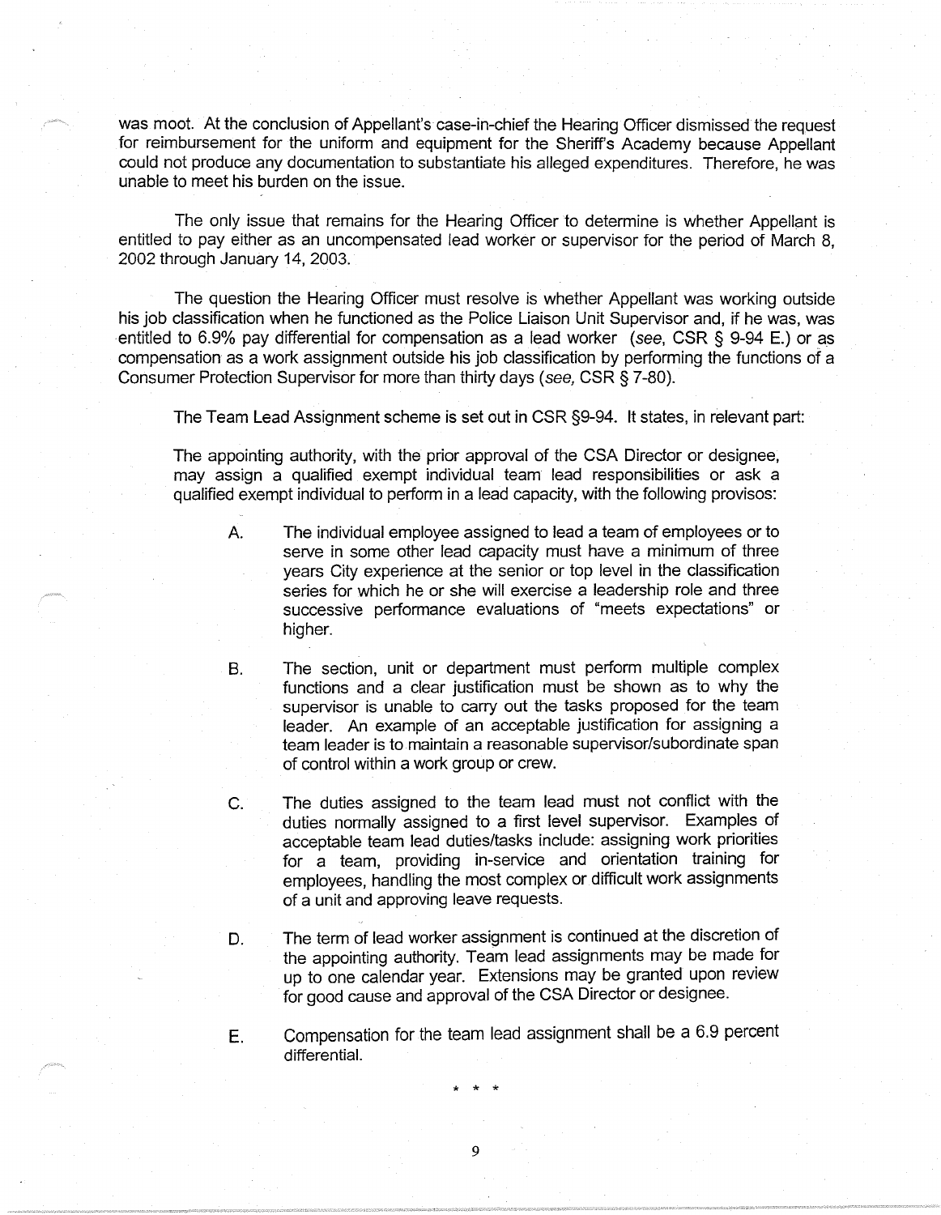was moot. At the conclusion of Appellant's case-in-chief the Hearing Officer dismissed the request for reimbursement for the uniform and equipment for the Sheriff's Academy because Appellant could not produce any documentation to substantiate his alleged expenditures. Therefore, he was unable to meet his burden on the issue.

The only issue that remains for the Hearing Officer to determine is whether Appellant is entitled to pay either as an uncompensated lead worker or supervisor for the period of March 8, 2002 through January 14, 2003.

The question the Hearing Officer must resolve is whether Appellant was working outside his job classification when he functioned as the Police Liaison Unit Supervisor and, if he was, was entitled to 6.9% pay differential for compensation as a lead worker (*see*, CSR § 9-94 E.) or as compensation as a work assignment outside his job classification by performing the functions of a Consumer Protection Supervisor for more than thirty days (*see*, CSR § 7-80).

The Team Lead Assignment scheme is set out in CSR §9-94. It states, in relevant part:

> The appointing authority, with the prior approval of the CSA Director or designee, may assign a qualified exempt individual team lead responsibilities or ask a qualified exempt individual to perform in a lead capacity, with the following provisos:
>
> A. The individual employee assigned to lead a team of employees or to serve in some other lead capacity must have a minimum of three years City experience at the senior or top level in the classification series for which he or she will exercise a leadership role and three successive performance evaluations of "meets expectations" or higher.
>
> B. The section, unit or department must perform multiple complex functions and a clear justification must be shown as to why the supervisor is unable to carry out the tasks proposed for the team leader. An example of an acceptable justification for assigning a team leader is to maintain a reasonable supervisor/subordinate span of control within a work group or crew.
>
> C. The duties assigned to the team lead must not conflict with the duties normally assigned to a first level supervisor. Examples of acceptable team lead duties/tasks include: assigning work priorities for a team, providing in-service and orientation training for employees, handling the most complex or difficult work assignments of a unit and approving leave requests.
>
> D. The term of lead worker assignment is continued at the discretion of the appointing authority. Team lead assignments may be made for up to one calendar year. Extensions may be granted upon review for good cause and approval of the CSA Director or designee.
>
> E. Compensation for the team lead assignment shall be a 6.9 percent differential.

\* \* \*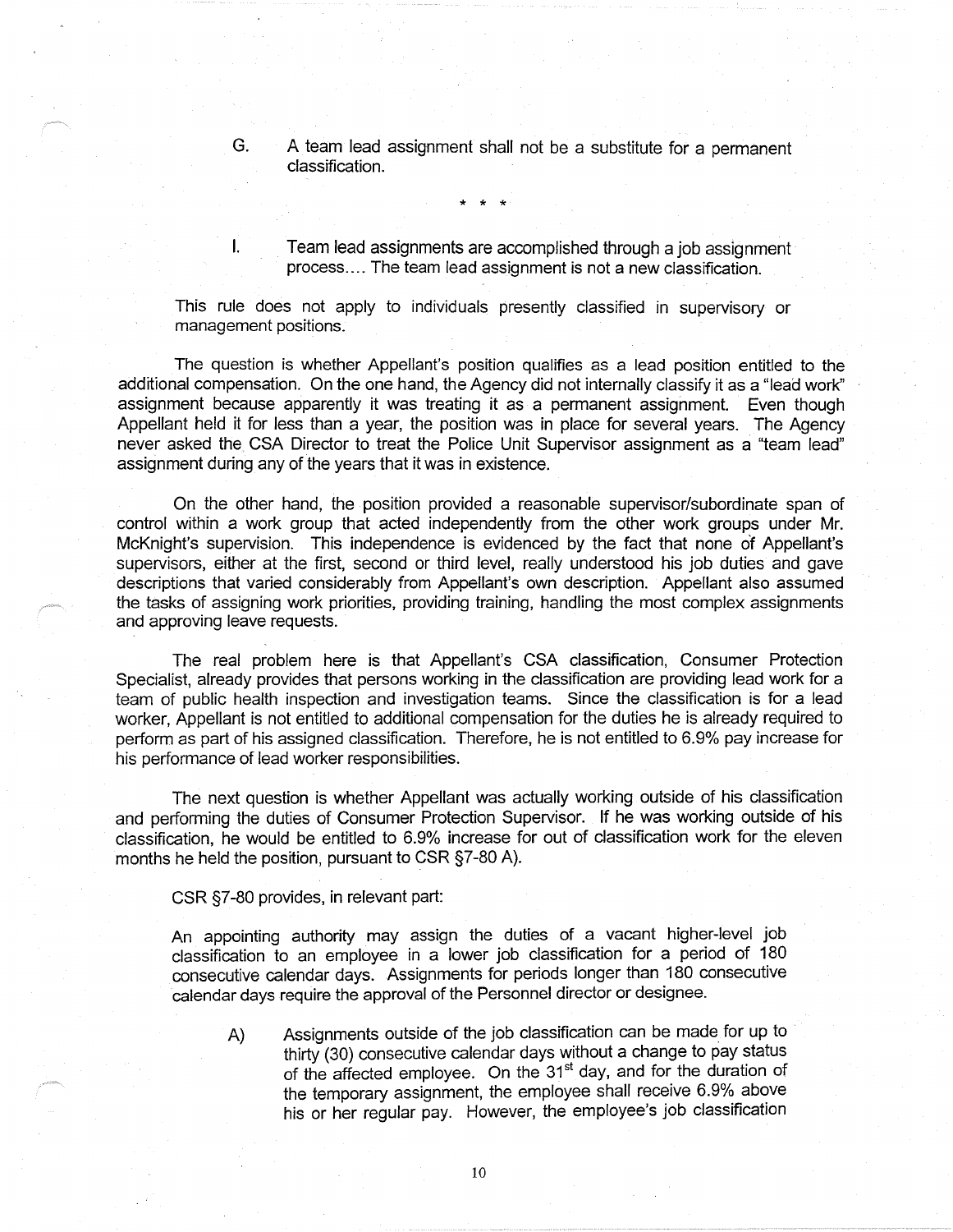G. A team lead assignment shall not be a substitute for a permanent classification.

\* \* \*

I. Team lead assignments are accomplished through a job assignment process.... The team lead assignment is not a new classification.

This rule does not apply to individuals presently classified in supervisory or management positions.

The question is whether Appellant's position qualifies as a lead position entitled to the additional compensation. On the one hand, the Agency did not internally classify it as a "lead work" assignment because apparently it was treating it as a permanent assignment. Even though Appellant held it for less than a year, the position was in place for several years. The Agency never asked the CSA Director to treat the Police Unit Supervisor assignment as a "team lead" assignment during any of the years that it was in existence.

On the other hand, the position provided a reasonable supervisor/subordinate span of control within a work group that acted independently from the other work groups under Mr. McKnight's supervision. This independence is evidenced by the fact that none of Appellant's supervisors, either at the first, second or third level, really understood his job duties and gave descriptions that varied considerably from Appellant's own description. Appellant also assumed the tasks of assigning work priorities, providing training, handling the most complex assignments and approving leave requests.

The real problem here is that Appellant's CSA classification, Consumer Protection Specialist, already provides that persons working in the classification are providing lead work for a team of public health inspection and investigation teams. Since the classification is for a lead worker, Appellant is not entitled to additional compensation for the duties he is already required to perform as part of his assigned classification. Therefore, he is not entitled to 6.9% pay increase for his performance of lead worker responsibilities.

The next question is whether Appellant was actually working outside of his classification and performing the duties of Consumer Protection Supervisor. If he was working outside of his classification, he would be entitled to 6.9% increase for out of classification work for the eleven months he held the position, pursuant to CSR §7-80 A).

CSR §7-80 provides, in relevant part:

An appointing authority may assign the duties of a vacant higher-level job classification to an employee in a lower job classification for a period of 180 consecutive calendar days. Assignments for periods longer than 180 consecutive calendar days require the approval of the Personnel director or designee.

A) Assignments outside of the job classification can be made for up to thirty (30) consecutive calendar days without a change to pay status of the affected employee. On the 31st day, and for the duration of the temporary assignment, the employee shall receive 6.9% above his or her regular pay. However, the employee's job classification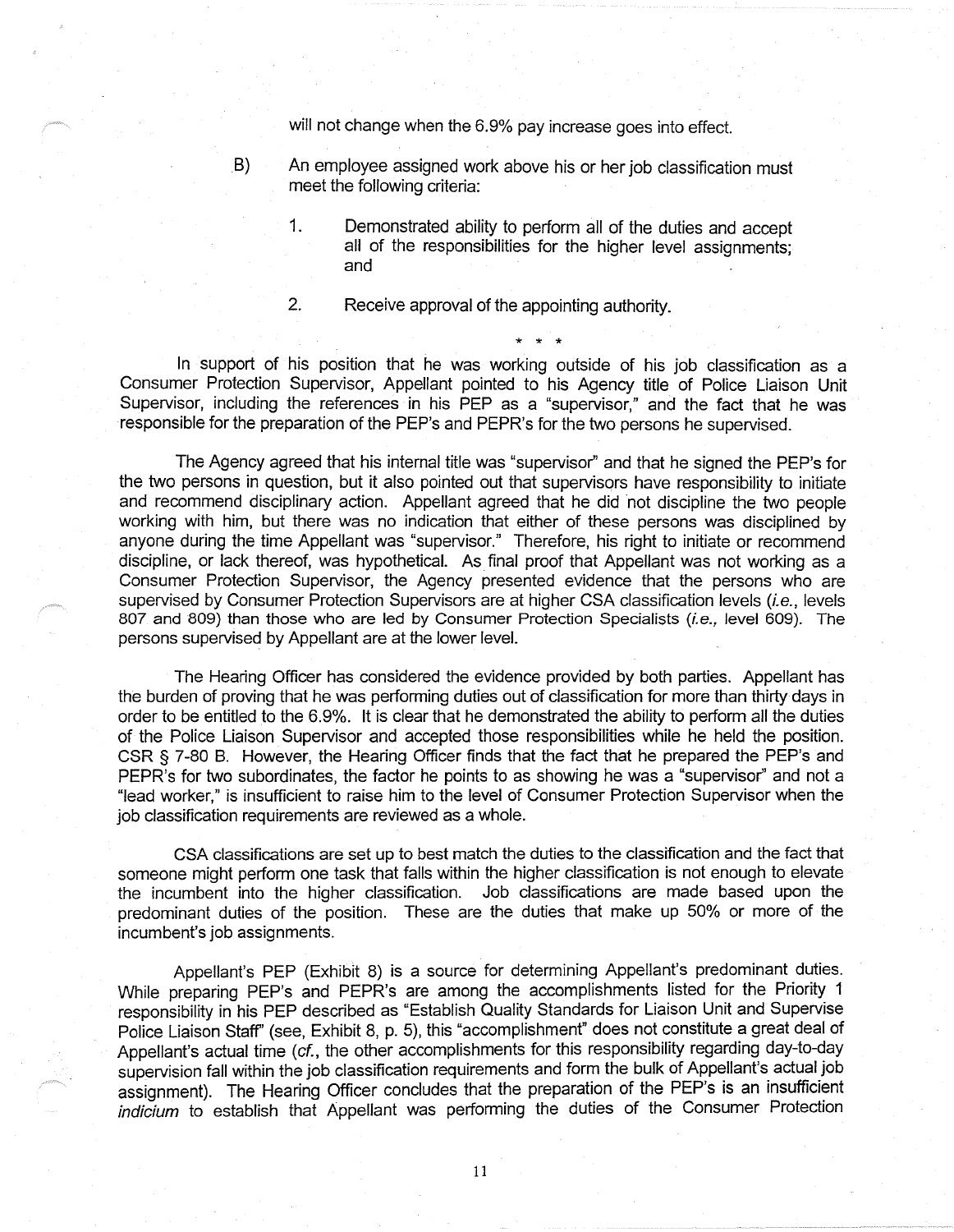will not change when the 6.9% pay increase goes into effect.

B) An employee assigned work above his or her job classification must meet the following criteria:

1. Demonstrated ability to perform all of the duties and accept all of the responsibilities for the higher level assignments; and

2. Receive approval of the appointing authority.

\* \* \*

In support of his position that he was working outside of his job classification as a Consumer Protection Supervisor, Appellant pointed to his Agency title of Police Liaison Unit Supervisor, including the references in his PEP as a "supervisor," and the fact that he was responsible for the preparation of the PEP's and PEPR's for the two persons he supervised.

The Agency agreed that his internal title was "supervisor" and that he signed the PEP's for the two persons in question, but it also pointed out that supervisors have responsibility to initiate and recommend disciplinary action. Appellant agreed that he did not discipline the two people working with him, but there was no indication that either of these persons was disciplined by anyone during the time Appellant was "supervisor." Therefore, his right to initiate or recommend discipline, or lack thereof, was hypothetical. As final proof that Appellant was not working as a Consumer Protection Supervisor, the Agency presented evidence that the persons who are supervised by Consumer Protection Supervisors are at higher CSA classification levels (*i.e.,* levels 807 and 809) than those who are led by Consumer Protection Specialists (*i.e.,* level 609). The persons supervised by Appellant are at the lower level.

The Hearing Officer has considered the evidence provided by both parties. Appellant has the burden of proving that he was performing duties out of classification for more than thirty days in order to be entitled to the 6.9%. It is clear that he demonstrated the ability to perform all the duties of the Police Liaison Supervisor and accepted those responsibilities while he held the position. CSR § 7-80 B. However, the Hearing Officer finds that the fact that he prepared the PEP's and PEPR's for two subordinates, the factor he points to as showing he was a "supervisor" and not a "lead worker," is insufficient to raise him to the level of Consumer Protection Supervisor when the job classification requirements are reviewed as a whole.

CSA classifications are set up to best match the duties to the classification and the fact that someone might perform one task that falls within the higher classification is not enough to elevate the incumbent into the higher classification. Job classifications are made based upon the predominant duties of the position. These are the duties that make up 50% or more of the incumbent's job assignments.

Appellant's PEP (Exhibit 8) is a source for determining Appellant's predominant duties. While preparing PEP's and PEPR's are among the accomplishments listed for the Priority 1 responsibility in his PEP described as "Establish Quality Standards for Liaison Unit and Supervise Police Liaison Staff" (see, Exhibit 8, p. 5), this "accomplishment" does not constitute a great deal of Appellant's actual time (*cf.*, the other accomplishments for this responsibility regarding day-to-day supervision fall within the job classification requirements and form the bulk of Appellant's actual job assignment). The Hearing Officer concludes that the preparation of the PEP's is an insufficient *indicium* to establish that Appellant was performing the duties of the Consumer Protection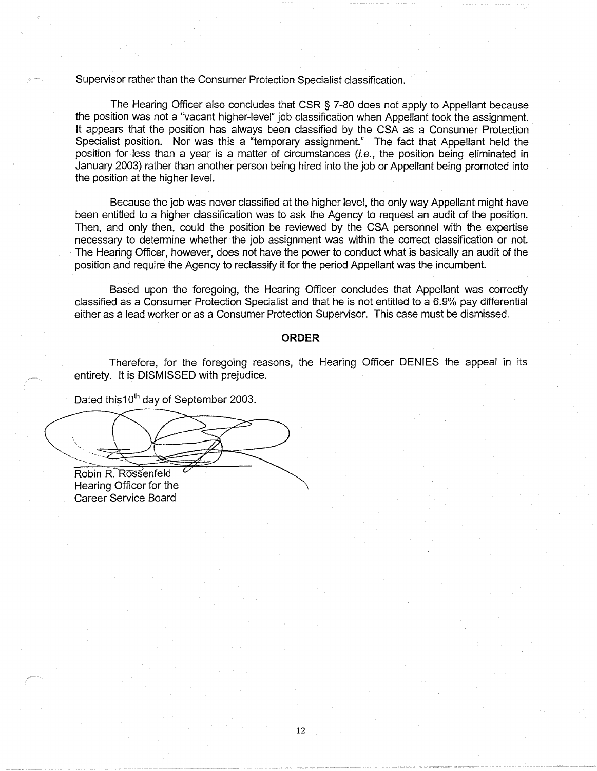Supervisor rather than the Consumer Protection Specialist classification.

The Hearing Officer also concludes that CSR § 7-80 does not apply to Appellant because the position was not a "vacant higher-level" job classification when Appellant took the assignment. It appears that the position has always been classified by the CSA as a Consumer Protection Specialist position. Nor was this a "temporary assignment." The fact that Appellant held the position for less than a year is a matter of circumstances (*i.e.*, the position being eliminated in January 2003) rather than another person being hired into the job or Appellant being promoted into the position at the higher level.

Because the job was never classified at the higher level, the only way Appellant might have been entitled to a higher classification was to ask the Agency to request an audit of the position. Then, and only then, could the position be reviewed by the CSA personnel with the expertise necessary to determine whether the job assignment was within the correct classification or not. The Hearing Officer, however, does not have the power to conduct what is basically an audit of the position and require the Agency to reclassify it for the period Appellant was the incumbent.

Based upon the foregoing, the Hearing Officer concludes that Appellant was correctly classified as a Consumer Protection Specialist and that he is not entitled to a 6.9% pay differential either as a lead worker or as a Consumer Protection Supervisor. This case must be dismissed.

## ORDER

Therefore, for the foregoing reasons, the Hearing Officer DENIES the appeal in its entirety. It is DISMISSED with prejudice.

Dated this10th day of September 2003.

Robin R. Rossenfeld
Hearing Officer for the
Career Service Board